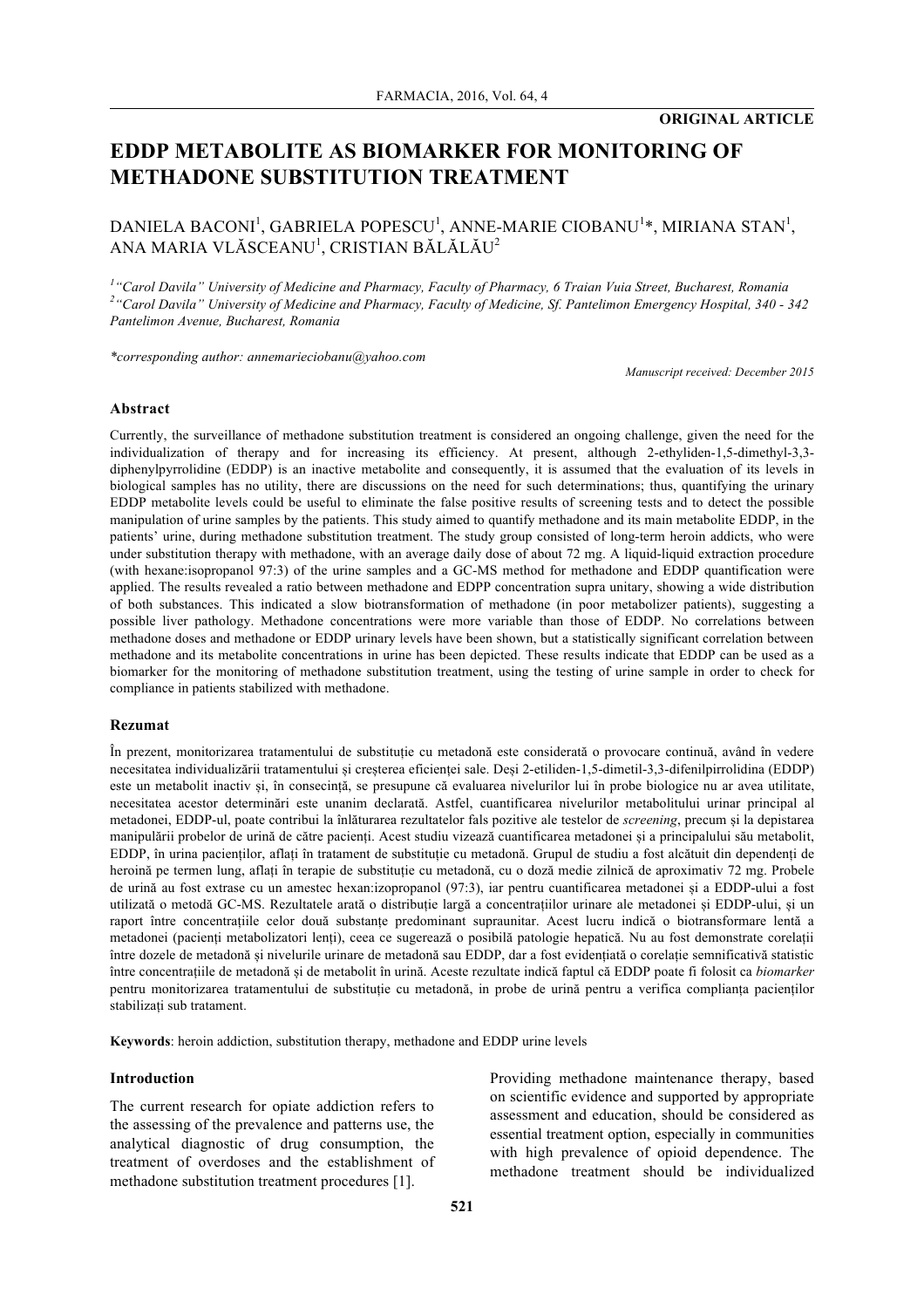**ORIGINAL ARTICLE**

# EDDP METABOLITE AS BIOMARKER FOR MONITORING OF METHADONE SUBSTITUTION TREATMENT

DANIELA BACONI[1], GABRIELA POPESCU[1], ANNE-MARIE CIOBANU[1]*, MIRIANA STAN[1], ANA MARIA VLĂSCEANU[1], CRISTIAN BĂLĂLĂU[2]

*[1]"Carol Davila" University of Medicine and Pharmacy, Faculty of Pharmacy, 6 Traian Vuia Street, Bucharest, Romania*
*[2]"Carol Davila" University of Medicine and Pharmacy, Faculty of Medicine, Sf. Pantelimon Emergency Hospital, 340 - 342 Pantelimon Avenue, Bucharest, Romania*

*\*corresponding author: annemarieciobanu@yahoo.com*

*Manuscript received: December 2015*

## Abstract

Currently, the surveillance of methadone substitution treatment is considered an ongoing challenge, given the need for the individualization of therapy and for increasing its efficiency. At present, although 2-ethyliden-1,5-dimethyl-3,3-diphenylpyrrolidine (EDDP) is an inactive metabolite and consequently, it is assumed that the evaluation of its levels in biological samples has no utility, there are discussions on the need for such determinations; thus, quantifying the urinary EDDP metabolite levels could be useful to eliminate the false positive results of screening tests and to detect the possible manipulation of urine samples by the patients. This study aimed to quantify methadone and its main metabolite EDDP, in the patients' urine, during methadone substitution treatment. The study group consisted of long-term heroin addicts, who were under substitution therapy with methadone, with an average daily dose of about 72 mg. A liquid-liquid extraction procedure (with hexane:isopropanol 97:3) of the urine samples and a GC-MS method for methadone and EDDP quantification were applied. The results revealed a ratio between methadone and EDPP concentration supra unitary, showing a wide distribution of both substances. This indicated a slow biotransformation of methadone (in poor metabolizer patients), suggesting a possible liver pathology. Methadone concentrations were more variable than those of EDDP. No correlations between methadone doses and methadone or EDDP urinary levels have been shown, but a statistically significant correlation between methadone and its metabolite concentrations in urine has been depicted. These results indicate that EDDP can be used as a biomarker for the monitoring of methadone substitution treatment, using the testing of urine sample in order to check for compliance in patients stabilized with methadone.

## Rezumat

În prezent, monitorizarea tratamentului de substituție cu metadonă este considerată o provocare continuă, având în vedere necesitatea individualizării tratamentului și creșterea eficienței sale. Deși 2-etiliden-1,5-dimetil-3,3-difenilpirrolidina (EDDP) este un metabolit inactiv și, în consecință, se presupune că evaluarea nivelurilor lui în probe biologice nu ar avea utilitate, necesitatea acestor determinări este unanim declarată. Astfel, cuantificarea nivelurilor metabolitului urinar principal al metadonei, EDDP-ul, poate contribui la înlăturarea rezultatelor fals pozitive ale testelor de *screening*, precum și la depistarea manipulării probelor de urină de către pacienți. Acest studiu vizează cuantificarea metadonei și a principalului său metabolit, EDDP, în urina pacienților, aflați în tratament de substituție cu metadonă. Grupul de studiu a fost alcătuit din dependenți de heroină pe termen lung, aflați în terapie de substituție cu metadonă, cu o doză medie zilnică de aproximativ 72 mg. Probele de urină au fost extrase cu un amestec hexan:izopropanol (97:3), iar pentru cuantificarea metadonei și a EDDP-ului a fost utilizată o metodă GC-MS. Rezultatele arată o distribuție largă a concentrațiilor urinare ale metadonei și EDDP-ului, și un raport între concentrațiile celor două substanțe predominant supraunitar. Acest lucru indică o biotransformare lentă a metadonei (pacienți metabolizatori lenți), ceea ce sugerează o posibilă patologie hepatică. Nu au fost demonstrate corelații între dozele de metadonă și nivelurile urinare de metadonă sau EDDP, dar a fost evidențiată o corelație semnificativă statistic între concentrațiile de metadonă și de metabolit în urină. Aceste rezultate indică faptul că EDDP poate fi folosit ca *biomarker* pentru monitorizarea tratamentului de substituție cu metadonă, in probe de urină pentru a verifica complianța pacienților stabilizați sub tratament.

**Keywords**: heroin addiction, substitution therapy, methadone and EDDP urine levels

## Introduction

The current research for opiate addiction refers to the assessing of the prevalence and patterns use, the analytical diagnostic of drug consumption, the treatment of overdoses and the establishment of methadone substitution treatment procedures [1].

Providing methadone maintenance therapy, based on scientific evidence and supported by appropriate assessment and education, should be considered as essential treatment option, especially in communities with high prevalence of opioid dependence. The methadone treatment should be individualized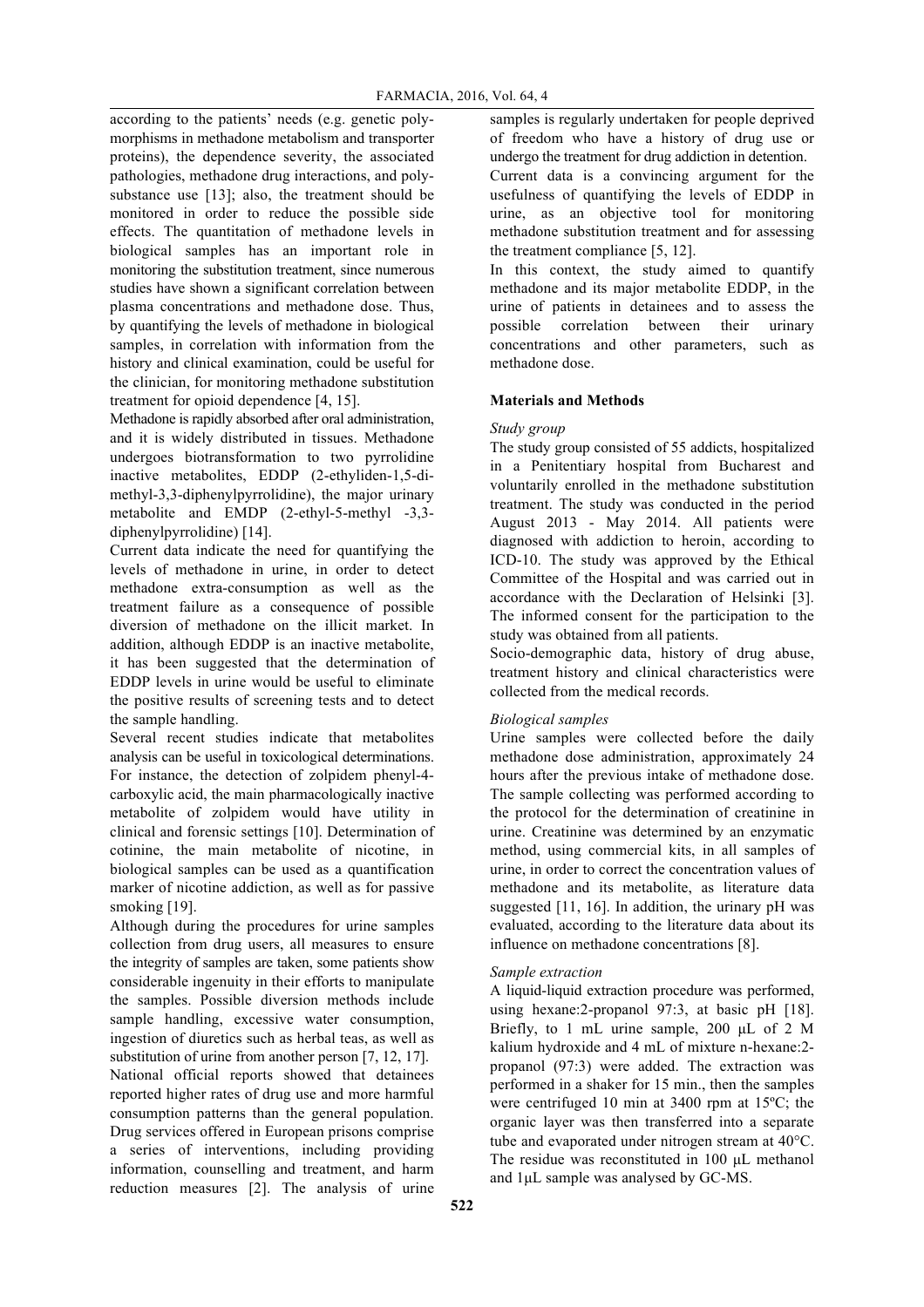according to the patients' needs (e.g. genetic polymorphisms in methadone metabolism and transporter proteins), the dependence severity, the associated pathologies, methadone drug interactions, and polysubstance use [13]; also, the treatment should be monitored in order to reduce the possible side effects. The quantitation of methadone levels in biological samples has an important role in monitoring the substitution treatment, since numerous studies have shown a significant correlation between plasma concentrations and methadone dose. Thus, by quantifying the levels of methadone in biological samples, in correlation with information from the history and clinical examination, could be useful for the clinician, for monitoring methadone substitution treatment for opioid dependence [4, 15].

Methadone is rapidly absorbed after oral administration, and it is widely distributed in tissues. Methadone undergoes biotransformation to two pyrrolidine inactive metabolites, EDDP (2-ethyliden-1,5-dimethyl-3,3-diphenylpyrrolidine), the major urinary metabolite and EMDP (2-ethyl-5-methyl -3,3-diphenylpyrrolidine) [14].

Current data indicate the need for quantifying the levels of methadone in urine, in order to detect methadone extra-consumption as well as the treatment failure as a consequence of possible diversion of methadone on the illicit market. In addition, although EDDP is an inactive metabolite, it has been suggested that the determination of EDDP levels in urine would be useful to eliminate the positive results of screening tests and to detect the sample handling.

Several recent studies indicate that metabolites analysis can be useful in toxicological determinations. For instance, the detection of zolpidem phenyl-4-carboxylic acid, the main pharmacologically inactive metabolite of zolpidem would have utility in clinical and forensic settings [10]. Determination of cotinine, the main metabolite of nicotine, in biological samples can be used as a quantification marker of nicotine addiction, as well as for passive smoking [19].

Although during the procedures for urine samples collection from drug users, all measures to ensure the integrity of samples are taken, some patients show considerable ingenuity in their efforts to manipulate the samples. Possible diversion methods include sample handling, excessive water consumption, ingestion of diuretics such as herbal teas, as well as substitution of urine from another person [7, 12, 17].

National official reports showed that detainees reported higher rates of drug use and more harmful consumption patterns than the general population. Drug services offered in European prisons comprise a series of interventions, including providing information, counselling and treatment, and harm reduction measures [2]. The analysis of urine samples is regularly undertaken for people deprived of freedom who have a history of drug use or undergo the treatment for drug addiction in detention.

Current data is a convincing argument for the usefulness of quantifying the levels of EDDP in urine, as an objective tool for monitoring methadone substitution treatment and for assessing the treatment compliance [5, 12].

In this context, the study aimed to quantify methadone and its major metabolite EDDP, in the urine of patients in detainees and to assess the possible correlation between their urinary concentrations and other parameters, such as methadone dose.

## Materials and Methods

*Study group*

The study group consisted of 55 addicts, hospitalized in a Penitentiary hospital from Bucharest and voluntarily enrolled in the methadone substitution treatment. The study was conducted in the period August 2013 - May 2014. All patients were diagnosed with addiction to heroin, according to ICD-10. The study was approved by the Ethical Committee of the Hospital and was carried out in accordance with the Declaration of Helsinki [3]. The informed consent for the participation to the study was obtained from all patients.

Socio-demographic data, history of drug abuse, treatment history and clinical characteristics were collected from the medical records.

*Biological samples*

Urine samples were collected before the daily methadone dose administration, approximately 24 hours after the previous intake of methadone dose. The sample collecting was performed according to the protocol for the determination of creatinine in urine. Creatinine was determined by an enzymatic method, using commercial kits, in all samples of urine, in order to correct the concentration values of methadone and its metabolite, as literature data suggested [11, 16]. In addition, the urinary pH was evaluated, according to the literature data about its influence on methadone concentrations [8].

*Sample extraction*

A liquid-liquid extraction procedure was performed, using hexane:2-propanol 97:3, at basic pH [18]. Briefly, to 1 mL urine sample, 200 µL of 2 M kalium hydroxide and 4 mL of mixture n-hexane:2-propanol (97:3) were added. The extraction was performed in a shaker for 15 min., then the samples were centrifuged 10 min at 3400 rpm at 15ºC; the organic layer was then transferred into a separate tube and evaporated under nitrogen stream at 40°C. The residue was reconstituted in 100 µL methanol and 1µL sample was analysed by GC-MS.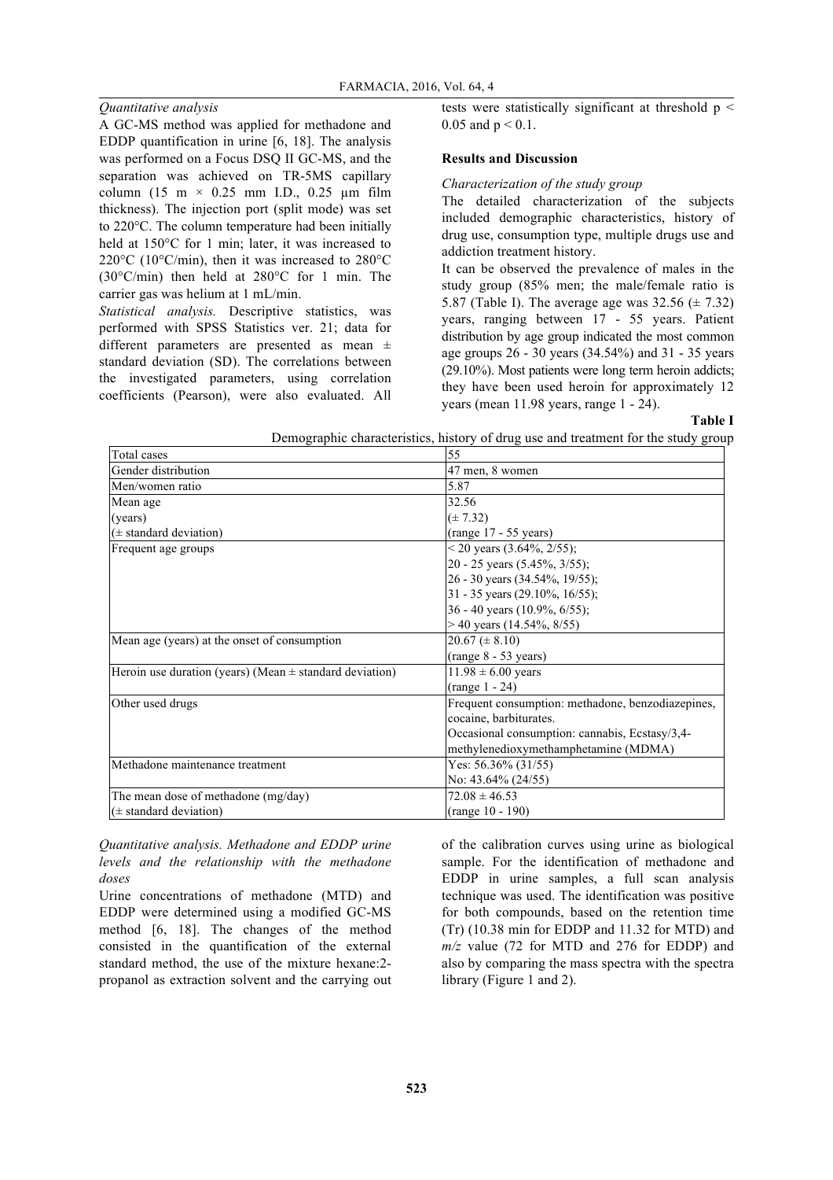*Quantitative analysis*

A GC-MS method was applied for methadone and EDDP quantification in urine [6, 18]. The analysis was performed on a Focus DSQ II GC-MS, and the separation was achieved on TR-5MS capillary column (15 m × 0.25 mm I.D., 0.25 µm film thickness). The injection port (split mode) was set to 220°C. The column temperature had been initially held at 150°C for 1 min; later, it was increased to 220°C (10°C/min), then it was increased to 280°C (30°C/min) then held at 280°C for 1 min. The carrier gas was helium at 1 mL/min.

*Statistical analysis.* Descriptive statistics, was performed with SPSS Statistics ver. 21; data for different parameters are presented as mean ± standard deviation (SD). The correlations between the investigated parameters, using correlation coefficients (Pearson), were also evaluated. All tests were statistically significant at threshold $p < 0.05$ and $p < 0.1$.

## Results and Discussion

*Characterization of the study group*

The detailed characterization of the subjects included demographic characteristics, history of drug use, consumption type, multiple drugs use and addiction treatment history.

It can be observed the prevalence of males in the study group (85% men; the male/female ratio is 5.87 (Table I). The average age was 32.56 (± 7.32) years, ranging between 17 - 55 years. Patient distribution by age group indicated the most common age groups 26 - 30 years (34.54%) and 31 - 35 years (29.10%). Most patients were long term heroin addicts; they have been used heroin for approximately 12 years (mean 11.98 years, range 1 - 24).

**Table I**

Demographic characteristics, history of drug use and treatment for the study group

| Total cases | 55 |
|---|---|
| Gender distribution | 47 men, 8 women |
| Men/women ratio | 5.87 |
| Mean age (years) (± standard deviation) | 32.56 (± 7.32) (range 17 - 55 years) |
| Frequent age groups | < 20 years (3.64%, 2/55); 20 - 25 years (5.45%, 3/55); 26 - 30 years (34.54%, 19/55); 31 - 35 years (29.10%, 16/55); 36 - 40 years (10.9%, 6/55); > 40 years (14.54%, 8/55) |
| Mean age (years) at the onset of consumption | 20.67 (± 8.10) (range 8 - 53 years) |
| Heroin use duration (years) (Mean ± standard deviation) | 11.98 ± 6.00 years (range 1 - 24) |
| Other used drugs | Frequent consumption: methadone, benzodiazepines, cocaine, barbiturates. Occasional consumption: cannabis, Ecstasy/3,4-methylenedioxymethamphetamine (MDMA) |
| Methadone maintenance treatment | Yes: 56.36% (31/55) No: 43.64% (24/55) |
| The mean dose of methadone (mg/day) (± standard deviation) | 72.08 ± 46.53 (range 10 - 190) |

*Quantitative analysis. Methadone and EDDP urine levels and the relationship with the methadone doses*

Urine concentrations of methadone (MTD) and EDDP were determined using a modified GC-MS method [6, 18]. The changes of the method consisted in the quantification of the external standard method, the use of the mixture hexane:2-propanol as extraction solvent and the carrying out of the calibration curves using urine as biological sample. For the identification of methadone and EDDP in urine samples, a full scan analysis technique was used. The identification was positive for both compounds, based on the retention time (Tr) (10.38 min for EDDP and 11.32 for MTD) and *m/z* value (72 for MTD and 276 for EDDP) and also by comparing the mass spectra with the spectra library (Figure 1 and 2).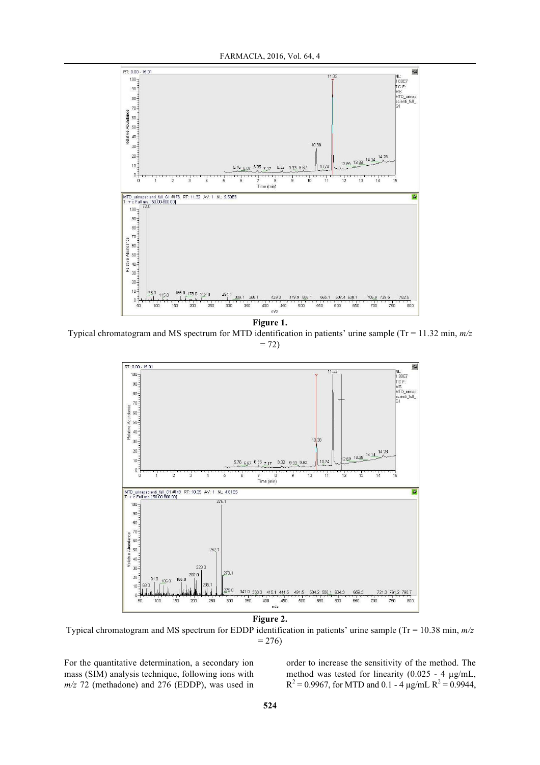**Figure 1.**
Typical chromatogram and MS spectrum for MTD identification in patients' urine sample (Tr = 11.32 min, *m/z* = 72)

**Figure 2.**
Typical chromatogram and MS spectrum for EDDP identification in patients' urine sample (Tr = 10.38 min, *m/z* = 276)

For the quantitative determination, a secondary ion mass (SIM) analysis technique, following ions with *m/z* 72 (methadone) and 276 (EDDP), was used in order to increase the sensitivity of the method. The method was tested for linearity (0.025 - 4 µg/mL, $R^2 = 0.9967$, for MTD and 0.1 - 4 µg/mL $R^2 = 0.9944$,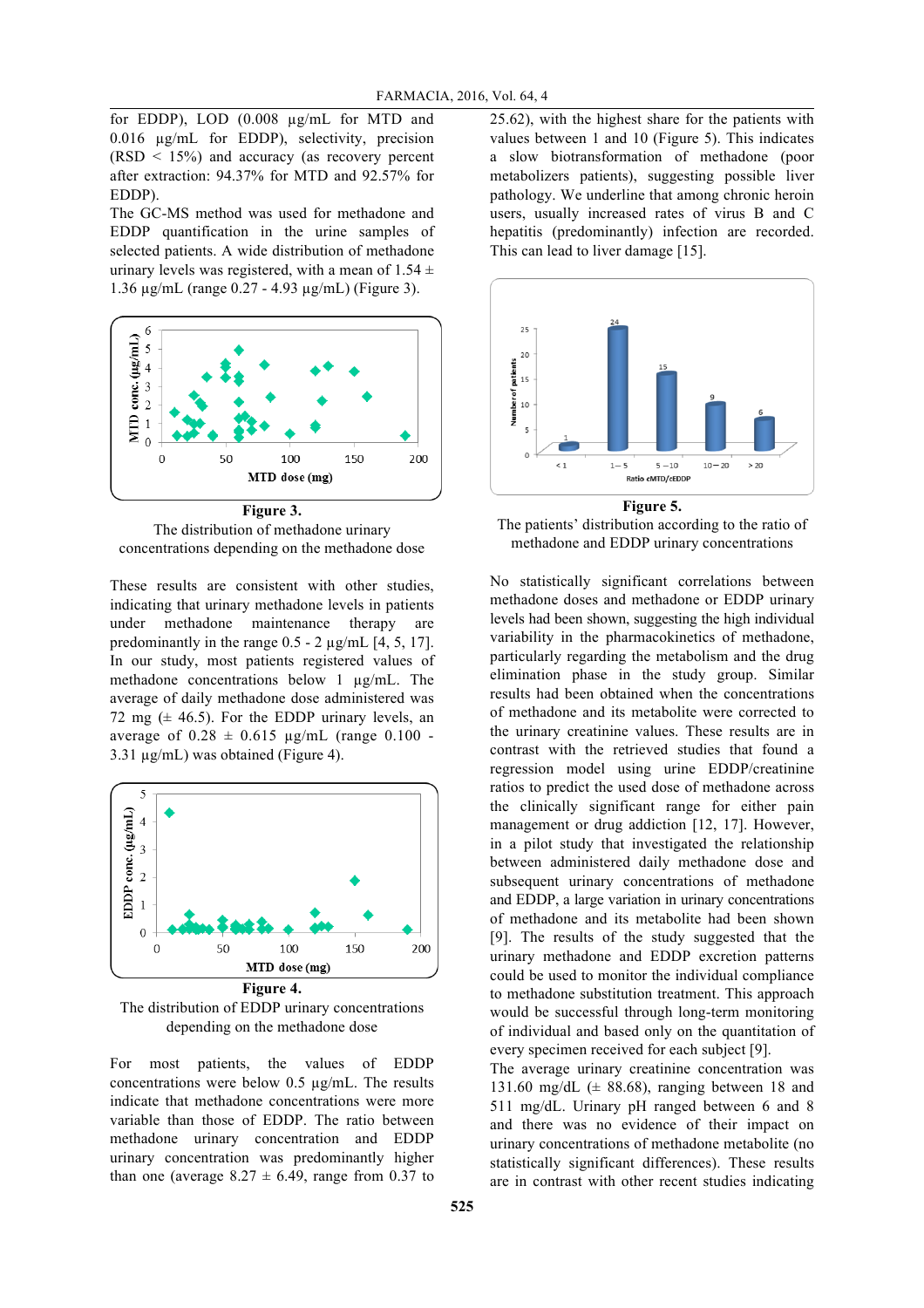for EDDP), LOD (0.008 µg/mL for MTD and 0.016 µg/mL for EDDP), selectivity, precision (RSD < 15%) and accuracy (as recovery percent after extraction: 94.37% for MTD and 92.57% for EDDP).

The GC-MS method was used for methadone and EDDP quantification in the urine samples of selected patients. A wide distribution of methadone urinary levels was registered, with a mean of 1.54 ± 1.36 µg/mL (range 0.27 - 4.93 µg/mL) (Figure 3).

**Figure 3.**
The distribution of methadone urinary concentrations depending on the methadone dose

These results are consistent with other studies, indicating that urinary methadone levels in patients under methadone maintenance therapy are predominantly in the range 0.5 - 2 µg/mL [4, 5, 17]. In our study, most patients registered values of methadone concentrations below 1 µg/mL. The average of daily methadone dose administered was 72 mg (± 46.5). For the EDDP urinary levels, an average of 0.28 ± 0.615 µg/mL (range 0.100 - 3.31 µg/mL) was obtained (Figure 4).

**Figure 4.**
The distribution of EDDP urinary concentrations depending on the methadone dose

For most patients, the values of EDDP concentrations were below 0.5 µg/mL. The results indicate that methadone concentrations were more variable than those of EDDP. The ratio between methadone urinary concentration and EDDP urinary concentration was predominantly higher than one (average 8.27 ± 6.49, range from 0.37 to 25.62), with the highest share for the patients with values between 1 and 10 (Figure 5). This indicates a slow biotransformation of methadone (poor metabolizers patients), suggesting possible liver pathology. We underline that among chronic heroin users, usually increased rates of virus B and C hepatitis (predominantly) infection are recorded. This can lead to liver damage [15].

**Figure 5.**
The patients' distribution according to the ratio of methadone and EDDP urinary concentrations

No statistically significant correlations between methadone doses and methadone or EDDP urinary levels had been shown, suggesting the high individual variability in the pharmacokinetics of methadone, particularly regarding the metabolism and the drug elimination phase in the study group. Similar results had been obtained when the concentrations of methadone and its metabolite were corrected to the urinary creatinine values. These results are in contrast with the retrieved studies that found a regression model using urine EDDP/creatinine ratios to predict the used dose of methadone across the clinically significant range for either pain management or drug addiction [12, 17]. However, in a pilot study that investigated the relationship between administered daily methadone dose and subsequent urinary concentrations of methadone and EDDP, a large variation in urinary concentrations of methadone and its metabolite had been shown [9]. The results of the study suggested that the urinary methadone and EDDP excretion patterns could be used to monitor the individual compliance to methadone substitution treatment. This approach would be successful through long-term monitoring of individual and based only on the quantitation of every specimen received for each subject [9].

The average urinary creatinine concentration was 131.60 mg/dL (± 88.68), ranging between 18 and 511 mg/dL. Urinary pH ranged between 6 and 8 and there was no evidence of their impact on urinary concentrations of methadone metabolite (no statistically significant differences). These results are in contrast with other recent studies indicating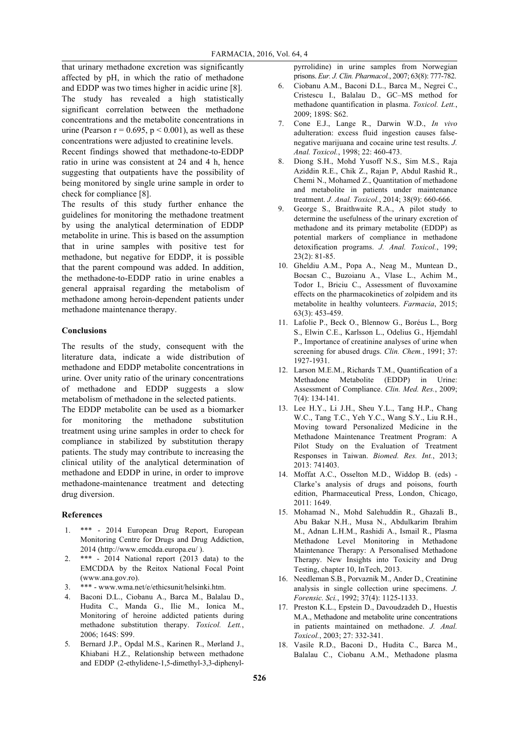that urinary methadone excretion was significantly affected by pH, in which the ratio of methadone and EDDP was two times higher in acidic urine [8]. The study has revealed a high statistically significant correlation between the methadone concentrations and the metabolite concentrations in urine (Pearson $r = 0.695$, $p < 0.001$), as well as these concentrations were adjusted to creatinine levels.

Recent findings showed that methadone-to-EDDP ratio in urine was consistent at 24 and 4 h, hence suggesting that outpatients have the possibility of being monitored by single urine sample in order to check for compliance [8].

The results of this study further enhance the guidelines for monitoring the methadone treatment by using the analytical determination of EDDP metabolite in urine. This is based on the assumption that in urine samples with positive test for methadone, but negative for EDDP, it is possible that the parent compound was added. In addition, the methadone-to-EDDP ratio in urine enables a general appraisal regarding the metabolism of methadone among heroin-dependent patients under methadone maintenance therapy.

## Conclusions

The results of the study, consequent with the literature data, indicate a wide distribution of methadone and EDDP metabolite concentrations in urine. Over unity ratio of the urinary concentrations of methadone and EDDP suggests a slow metabolism of methadone in the selected patients.

The EDDP metabolite can be used as a biomarker for monitoring the methadone substitution treatment using urine samples in order to check for compliance in stabilized by substitution therapy patients. The study may contribute to increasing the clinical utility of the analytical determination of methadone and EDDP in urine, in order to improve methadone-maintenance treatment and detecting drug diversion.

## References

1. *** - 2014 European Drug Report, European Monitoring Centre for Drugs and Drug Addiction, 2014 (http://www.emcdda.europa.eu/ ).
2. *** - 2014 National report (2013 data) to the EMCDDA by the Reitox National Focal Point (www.ana.gov.ro).
3. *** - www.wma.net/e/ethicsunit/helsinki.htm.
4. Baconi D.L., Ciobanu A., Barca M., Balalau D., Hudita C., Manda G., Ilie M., Ionica M., Monitoring of heroine addicted patients during methadone substitution therapy. *Toxicol. Lett.*, 2006; 164S: S99.
5. Bernard J.P., Opdal M.S., Karinen R., Mørland J., Khiabani H.Z., Relationship between methadone and EDDP (2-ethylidene-1,5-dimethyl-3,3-diphenyl-pyrrolidine) in urine samples from Norwegian prisons. *Eur. J. Clin. Pharmacol.*, 2007; 63(8): 777-782.
6. Ciobanu A.M., Baconi D.L., Barca M., Negrei C., Cristescu I., Balalau D., GC–MS method for methadone quantification in plasma. *Toxicol. Lett.*, 2009; 189S: S62.
7. Cone E.J., Lange R., Darwin W.D., *In vivo* adulteration: excess fluid ingestion causes false-negative marijuana and cocaine urine test results. *J. Anal. Toxicol.*, 1998; 22: 460-473.
8. Diong S.H., Mohd Yusoff N.S., Sim M.S., Raja Aziddin R.E., Chik Z., Rajan P, Abdul Rashid R., Chemi N., Mohamed Z., Quantitation of methadone and metabolite in patients under maintenance treatment. *J. Anal. Toxicol.*, 2014; 38(9): 660-666.
9. George S., Braithwaite R.A., A pilot study to determine the usefulness of the urinary excretion of methadone and its primary metabolite (EDDP) as potential markers of compliance in methadone detoxification programs. *J. Anal. Toxicol.*, 199; 23(2): 81-85.
10. Gheldiu A.M., Popa A., Neag M., Muntean D., Bocsan C., Buzoianu A., Vlase L., Achim M., Todor I., Briciu C., Assessment of fluvoxamine effects on the pharmacokinetics of zolpidem and its metabolite in healthy volunteers. *Farmacia*, 2015; 63(3): 453-459.
11. Lafolie P., Beck O., Blennow G., Boréus L., Borg S., Elwin C.E., Karlsson L., Odelius G., Hjemdahl P., Importance of creatinine analyses of urine when screening for abused drugs. *Clin. Chem.*, 1991; 37: 1927-1931.
12. Larson M.E.M., Richards T.M., Quantification of a Methadone Metabolite (EDDP) in Urine: Assessment of Compliance. *Clin. Med. Res.*, 2009; 7(4): 134-141.
13. Lee H.Y., Li J.H., Sheu Y.L., Tang H.P., Chang W.C., Tang T.C., Yeh Y.C., Wang S.Y., Liu R.H., Moving toward Personalized Medicine in the Methadone Maintenance Treatment Program: A Pilot Study on the Evaluation of Treatment Responses in Taiwan. *Biomed. Res. Int.*, 2013; 2013: 741403.
14. Moffat A.C., Osselton M.D., Widdop B. (eds) - Clarke's analysis of drugs and poisons, fourth edition, Pharmaceutical Press, London, Chicago, 2011: 1649.
15. Mohamad N., Mohd Salehuddin R., Ghazali B., Abu Bakar N.H., Musa N., Abdulkarim Ibrahim M., Adnan L.H.M., Rashidi A., Ismail R., Plasma Methadone Level Monitoring in Methadone Maintenance Therapy: A Personalised Methadone Therapy. New Insights into Toxicity and Drug Testing, chapter 10, InTech, 2013.
16. Needleman S.B., Porvaznik M., Ander D., Creatinine analysis in single collection urine specimens. *J. Forensic. Sci.*, 1992; 37(4): 1125-1133.
17. Preston K.L., Epstein D., Davoudzadeh D., Huestis M.A., Methadone and metabolite urine concentrations in patients maintained on methadone. *J. Anal. Toxicol.*, 2003; 27: 332-341.
18. Vasile R.D., Baconi D., Hudita C., Barca M., Balalau C., Ciobanu A.M., Methadone plasma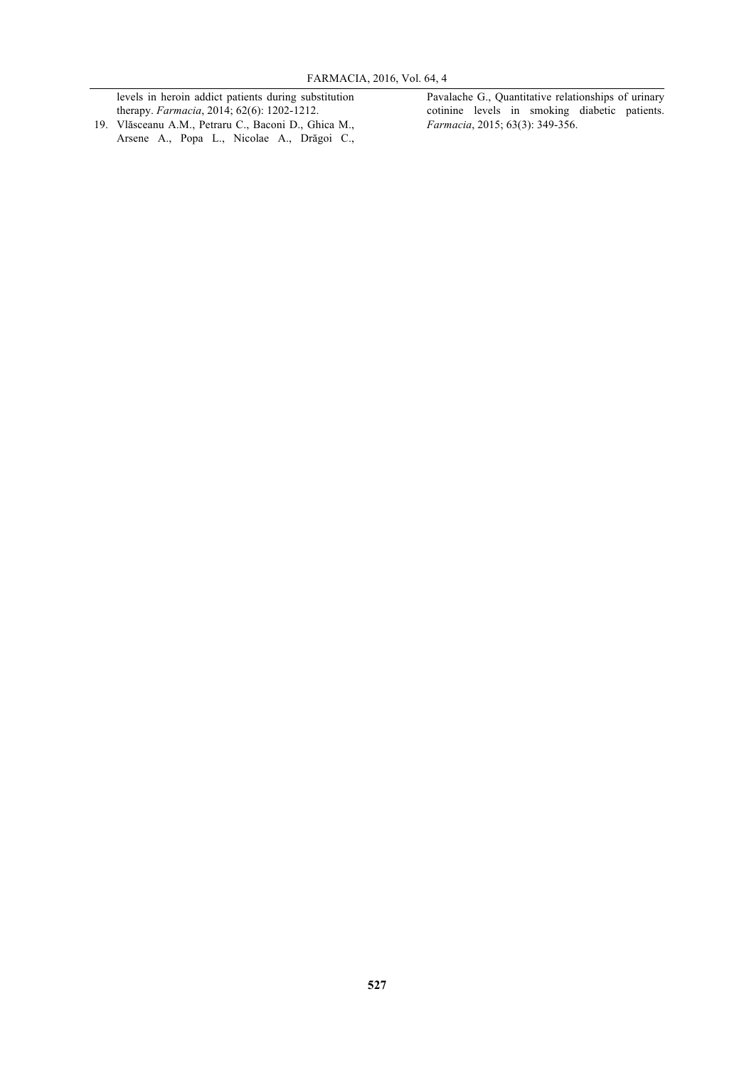levels in heroin addict patients during substitution therapy. *Farmacia*, 2014; 62(6): 1202-1212.

19. Vlăsceanu A.M., Petraru C., Baconi D., Ghica M., Arsene A., Popa L., Nicolae A., Drăgoi C., Pavalache G., Quantitative relationships of urinary cotinine levels in smoking diabetic patients. *Farmacia*, 2015; 63(3): 349-356.